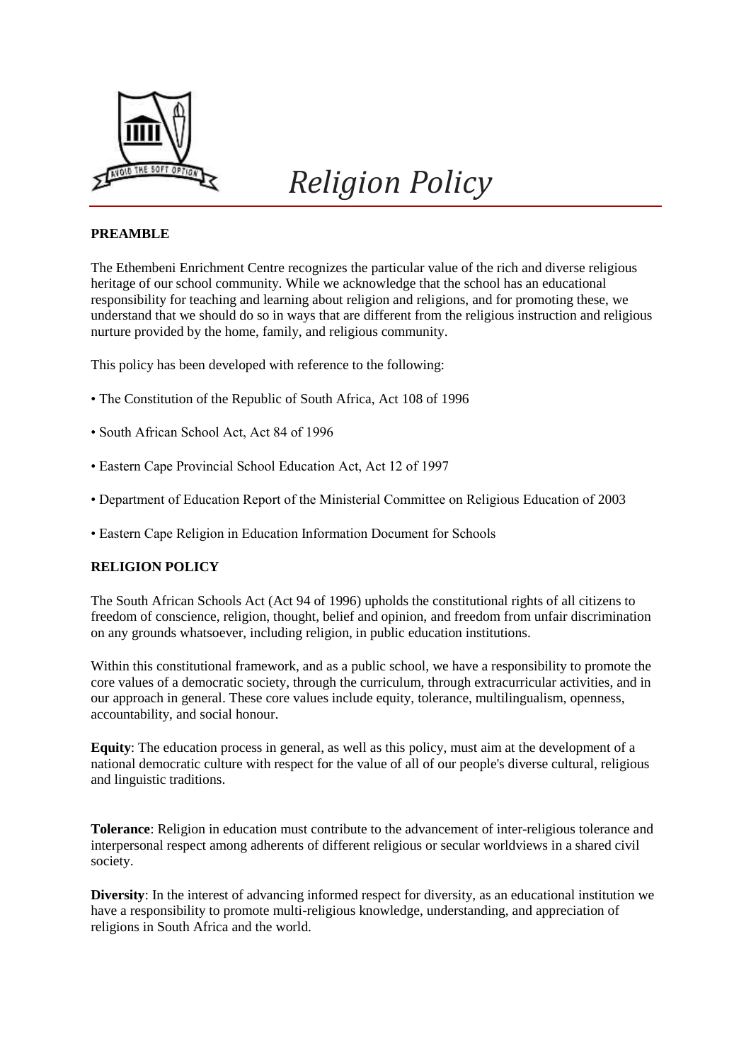# *Religion Policy*

**PREAMBLE**

The Ethembeni Enrichment Centre recognizes the particular value of the rich and diverse religious heritage of our school community. While we acknowledge that the school has an educational responsibility for teaching and learning about religion and religions, and for promoting these, we understand that we should do so in ways that are different from the religious instruction and religious nurture provided by the home, family, and religious community.

This policy has been developed with reference to the following:

- The Constitution of the Republic of South Africa, Act 108 of 1996
- South African School Act, Act 84 of 1996
- Eastern Cape Provincial School Education Act, Act 12 of 1997
- Department of Education Report of the Ministerial Committee on Religious Education of 2003
- Eastern Cape Religion in Education Information Document for Schools

**RELIGION POLICY**

The South African Schools Act (Act 94 of 1996) upholds the constitutional rights of all citizens to freedom of conscience, religion, thought, belief and opinion, and freedom from unfair discrimination on any grounds whatsoever, including religion, in public education institutions.

Within this constitutional framework, and as a public school, we have a responsibility to promote the core values of a democratic society, through the curriculum, through extracurricular activities, and in our approach in general. These core values include equity, tolerance, multilingualism, openness, accountability, and social honour.

**Equity**: The education process in general, as well as this policy, must aim at the development of a national democratic culture with respect for the value of all of our people's diverse cultural, religious and linguistic traditions.

**Tolerance**: Religion in education must contribute to the advancement of inter-religious tolerance and interpersonal respect among adherents of different religious or secular worldviews in a shared civil society.

**Diversity**: In the interest of advancing informed respect for diversity, as an educational institution we have a responsibility to promote multi-religious knowledge, understanding, and appreciation of religions in South Africa and the world.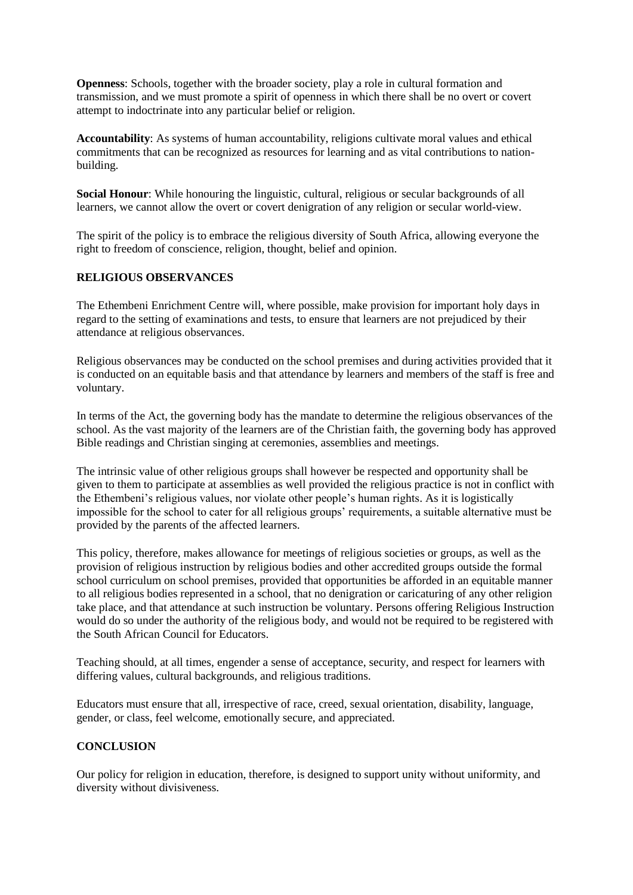**Openness**: Schools, together with the broader society, play a role in cultural formation and transmission, and we must promote a spirit of openness in which there shall be no overt or covert attempt to indoctrinate into any particular belief or religion.

**Accountability**: As systems of human accountability, religions cultivate moral values and ethical commitments that can be recognized as resources for learning and as vital contributions to nation-building.

**Social Honour**: While honouring the linguistic, cultural, religious or secular backgrounds of all learners, we cannot allow the overt or covert denigration of any religion or secular world-view.

The spirit of the policy is to embrace the religious diversity of South Africa, allowing everyone the right to freedom of conscience, religion, thought, belief and opinion.

## RELIGIOUS OBSERVANCES

The Ethembeni Enrichment Centre will, where possible, make provision for important holy days in regard to the setting of examinations and tests, to ensure that learners are not prejudiced by their attendance at religious observances.

Religious observances may be conducted on the school premises and during activities provided that it is conducted on an equitable basis and that attendance by learners and members of the staff is free and voluntary.

In terms of the Act, the governing body has the mandate to determine the religious observances of the school. As the vast majority of the learners are of the Christian faith, the governing body has approved Bible readings and Christian singing at ceremonies, assemblies and meetings.

The intrinsic value of other religious groups shall however be respected and opportunity shall be given to them to participate at assemblies as well provided the religious practice is not in conflict with the Ethembeni's religious values, nor violate other people's human rights. As it is logistically impossible for the school to cater for all religious groups' requirements, a suitable alternative must be provided by the parents of the affected learners.

This policy, therefore, makes allowance for meetings of religious societies or groups, as well as the provision of religious instruction by religious bodies and other accredited groups outside the formal school curriculum on school premises, provided that opportunities be afforded in an equitable manner to all religious bodies represented in a school, that no denigration or caricaturing of any other religion take place, and that attendance at such instruction be voluntary. Persons offering Religious Instruction would do so under the authority of the religious body, and would not be required to be registered with the South African Council for Educators.

Teaching should, at all times, engender a sense of acceptance, security, and respect for learners with differing values, cultural backgrounds, and religious traditions.

Educators must ensure that all, irrespective of race, creed, sexual orientation, disability, language, gender, or class, feel welcome, emotionally secure, and appreciated.

## CONCLUSION

Our policy for religion in education, therefore, is designed to support unity without uniformity, and diversity without divisiveness.